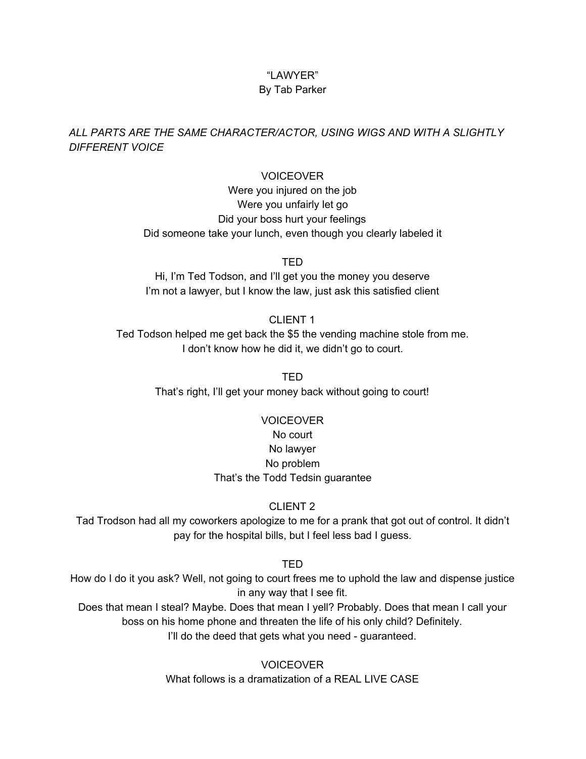"LAWYER"
By Tab Parker

*ALL PARTS ARE THE SAME CHARACTER/ACTOR, USING WIGS AND WITH A SLIGHTLY DIFFERENT VOICE*

VOICEOVER
Were you injured on the job
Were you unfairly let go
Did your boss hurt your feelings
Did someone take your lunch, even though you clearly labeled it

TED
Hi, I'm Ted Todson, and I'll get you the money you deserve
I'm not a lawyer, but I know the law, just ask this satisfied client

CLIENT 1
Ted Todson helped me get back the $5 the vending machine stole from me.
I don't know how he did it, we didn't go to court.

TED
That's right, I'll get your money back without going to court!

VOICEOVER
No court
No lawyer
No problem
That's the Todd Tedsin guarantee

CLIENT 2
Tad Trodson had all my coworkers apologize to me for a prank that got out of control. It didn't pay for the hospital bills, but I feel less bad I guess.

TED
How do I do it you ask? Well, not going to court frees me to uphold the law and dispense justice in any way that I see fit.
Does that mean I steal? Maybe. Does that mean I yell? Probably. Does that mean I call your boss on his home phone and threaten the life of his only child? Definitely.
I'll do the deed that gets what you need - guaranteed.

VOICEOVER
What follows is a dramatization of a REAL LIVE CASE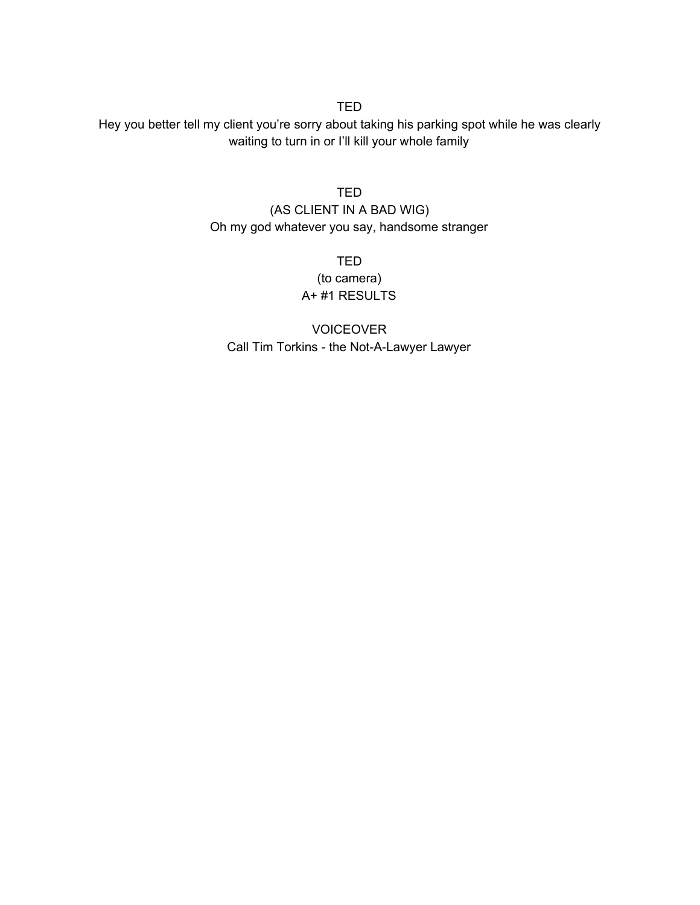TED

Hey you better tell my client you're sorry about taking his parking spot while he was clearly waiting to turn in or I'll kill your whole family

TED

(AS CLIENT IN A BAD WIG)

Oh my god whatever you say, handsome stranger

TED

(to camera)

A+ #1 RESULTS

VOICEOVER

Call Tim Torkins - the Not-A-Lawyer Lawyer